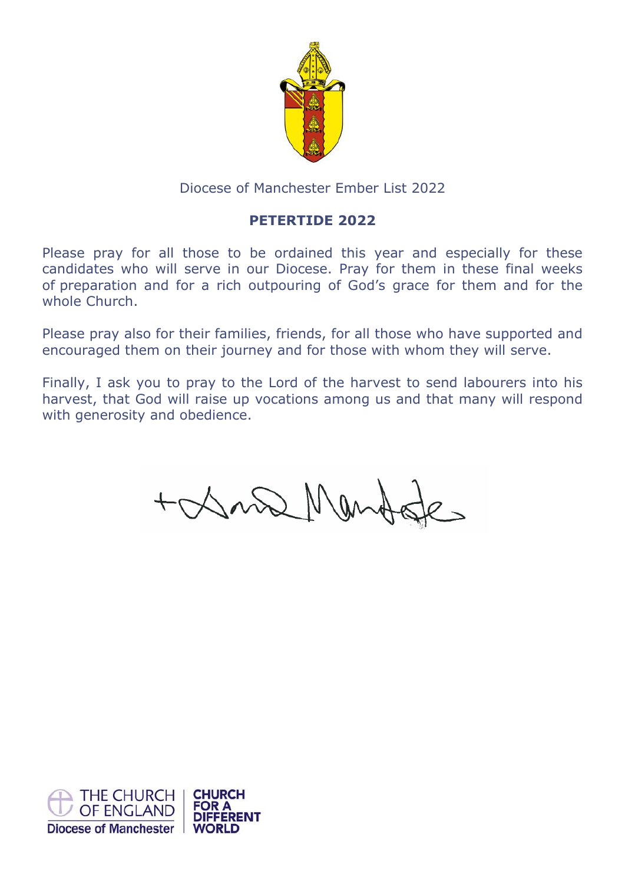Diocese of Manchester Ember List 2022

## PETERTIDE 2022

Please pray for all those to be ordained this year and especially for these candidates who will serve in our Diocese. Pray for them in these final weeks of preparation and for a rich outpouring of God's grace for them and for the whole Church.

Please pray also for their families, friends, for all those who have supported and encouraged them on their journey and for those with whom they will serve.

Finally, I ask you to pray to the Lord of the harvest to send labourers into his harvest, that God will raise up vocations among us and that many will respond with generosity and obedience.

THE CHURCH OF ENGLAND
Diocese of Manchester

CHURCH FOR A DIFFERENT WORLD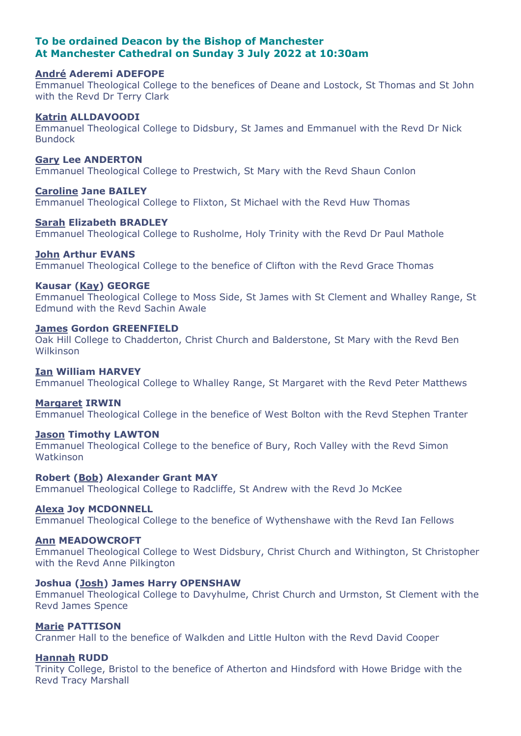## To be ordained Deacon by the Bishop of Manchester
## At Manchester Cathedral on Sunday 3 July 2022 at 10:30am

**André Aderemi ADEFOPE**
Emmanuel Theological College to the benefices of Deane and Lostock, St Thomas and St John with the Revd Dr Terry Clark

**Katrin ALLDAVOODI**
Emmanuel Theological College to Didsbury, St James and Emmanuel with the Revd Dr Nick Bundock

**Gary Lee ANDERTON**
Emmanuel Theological College to Prestwich, St Mary with the Revd Shaun Conlon

**Caroline Jane BAILEY**
Emmanuel Theological College to Flixton, St Michael with the Revd Huw Thomas

**Sarah Elizabeth BRADLEY**
Emmanuel Theological College to Rusholme, Holy Trinity with the Revd Dr Paul Mathole

**John Arthur EVANS**
Emmanuel Theological College to the benefice of Clifton with the Revd Grace Thomas

**Kausar (Kay) GEORGE**
Emmanuel Theological College to Moss Side, St James with St Clement and Whalley Range, St Edmund with the Revd Sachin Awale

**James Gordon GREENFIELD**
Oak Hill College to Chadderton, Christ Church and Balderstone, St Mary with the Revd Ben Wilkinson

**Ian William HARVEY**
Emmanuel Theological College to Whalley Range, St Margaret with the Revd Peter Matthews

**Margaret IRWIN**
Emmanuel Theological College in the benefice of West Bolton with the Revd Stephen Tranter

**Jason Timothy LAWTON**
Emmanuel Theological College to the benefice of Bury, Roch Valley with the Revd Simon Watkinson

**Robert (Bob) Alexander Grant MAY**
Emmanuel Theological College to Radcliffe, St Andrew with the Revd Jo McKee

**Alexa Joy MCDONNELL**
Emmanuel Theological College to the benefice of Wythenshawe with the Revd Ian Fellows

**Ann MEADOWCROFT**
Emmanuel Theological College to West Didsbury, Christ Church and Withington, St Christopher with the Revd Anne Pilkington

**Joshua (Josh) James Harry OPENSHAW**
Emmanuel Theological College to Davyhulme, Christ Church and Urmston, St Clement with the Revd James Spence

**Marie PATTISON**
Cranmer Hall to the benefice of Walkden and Little Hulton with the Revd David Cooper

**Hannah RUDD**
Trinity College, Bristol to the benefice of Atherton and Hindsford with Howe Bridge with the Revd Tracy Marshall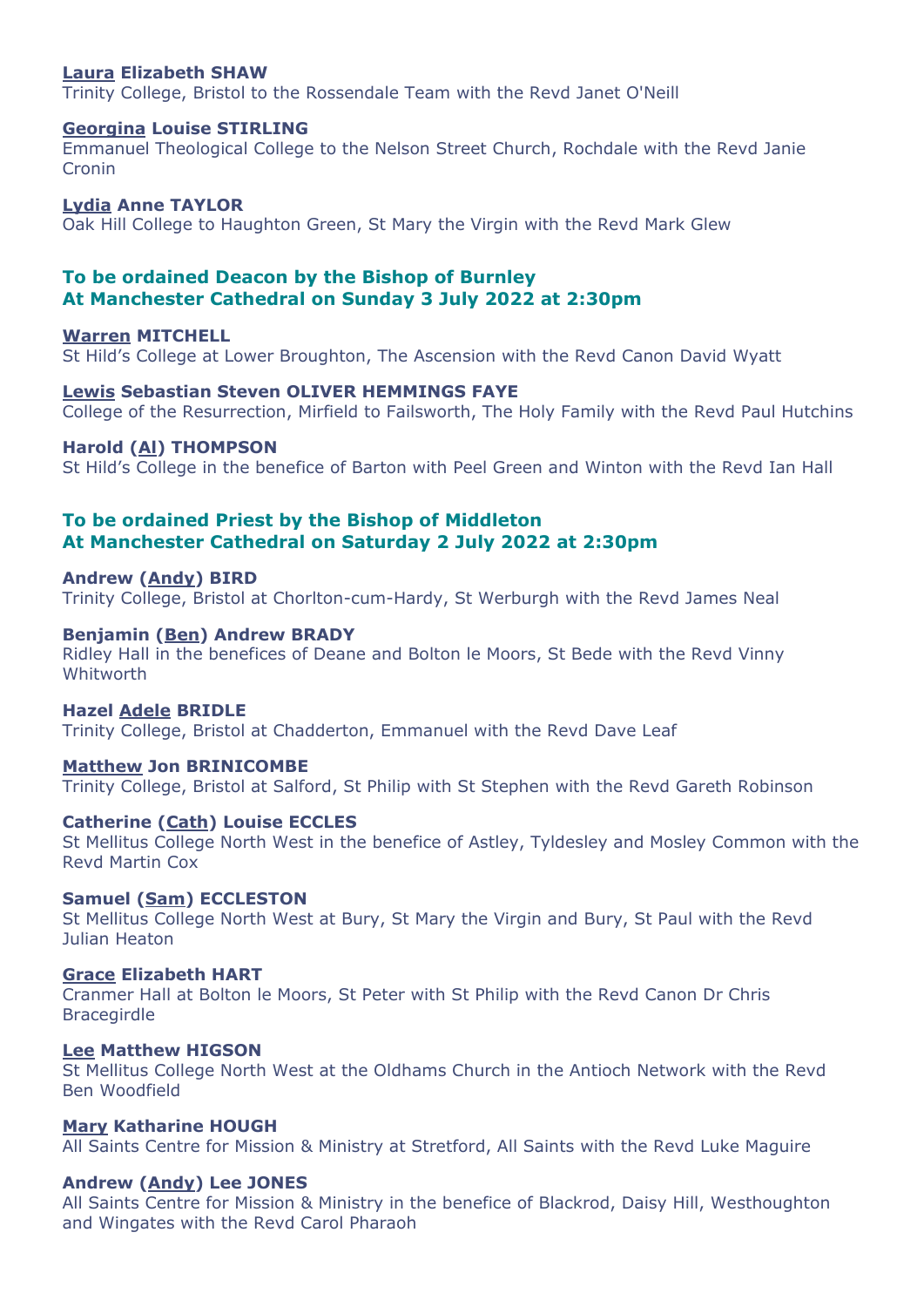**Laura Elizabeth SHAW**
Trinity College, Bristol to the Rossendale Team with the Revd Janet O'Neill

**Georgina Louise STIRLING**
Emmanuel Theological College to the Nelson Street Church, Rochdale with the Revd Janie Cronin

**Lydia Anne TAYLOR**
Oak Hill College to Haughton Green, St Mary the Virgin with the Revd Mark Glew

## To be ordained Deacon by the Bishop of Burnley
## At Manchester Cathedral on Sunday 3 July 2022 at 2:30pm

**Warren MITCHELL**
St Hild's College at Lower Broughton, The Ascension with the Revd Canon David Wyatt

**Lewis Sebastian Steven OLIVER HEMMINGS FAYE**
College of the Resurrection, Mirfield to Failsworth, The Holy Family with the Revd Paul Hutchins

**Harold (Al) THOMPSON**
St Hild's College in the benefice of Barton with Peel Green and Winton with the Revd Ian Hall

## To be ordained Priest by the Bishop of Middleton
## At Manchester Cathedral on Saturday 2 July 2022 at 2:30pm

**Andrew (Andy) BIRD**
Trinity College, Bristol at Chorlton-cum-Hardy, St Werburgh with the Revd James Neal

**Benjamin (Ben) Andrew BRADY**
Ridley Hall in the benefices of Deane and Bolton le Moors, St Bede with the Revd Vinny Whitworth

**Hazel Adele BRIDLE**
Trinity College, Bristol at Chadderton, Emmanuel with the Revd Dave Leaf

**Matthew Jon BRINICOMBE**
Trinity College, Bristol at Salford, St Philip with St Stephen with the Revd Gareth Robinson

**Catherine (Cath) Louise ECCLES**
St Mellitus College North West in the benefice of Astley, Tyldesley and Mosley Common with the Revd Martin Cox

**Samuel (Sam) ECCLESTON**
St Mellitus College North West at Bury, St Mary the Virgin and Bury, St Paul with the Revd Julian Heaton

**Grace Elizabeth HART**
Cranmer Hall at Bolton le Moors, St Peter with St Philip with the Revd Canon Dr Chris Bracegirdle

**Lee Matthew HIGSON**
St Mellitus College North West at the Oldhams Church in the Antioch Network with the Revd Ben Woodfield

**Mary Katharine HOUGH**
All Saints Centre for Mission & Ministry at Stretford, All Saints with the Revd Luke Maguire

**Andrew (Andy) Lee JONES**
All Saints Centre for Mission & Ministry in the benefice of Blackrod, Daisy Hill, Westhoughton and Wingates with the Revd Carol Pharaoh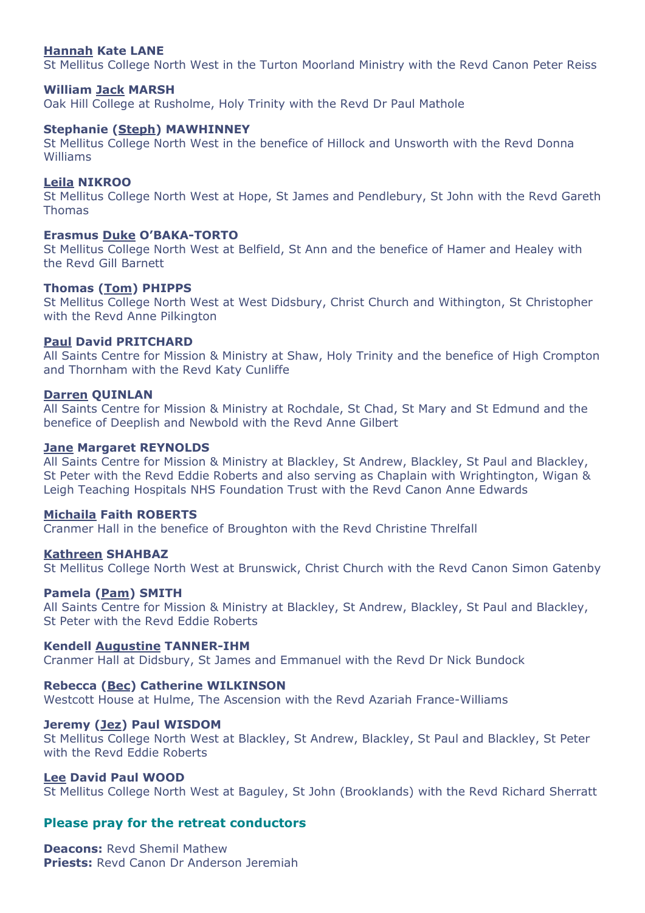**Hannah Kate LANE**
St Mellitus College North West in the Turton Moorland Ministry with the Revd Canon Peter Reiss

**William Jack MARSH**
Oak Hill College at Rusholme, Holy Trinity with the Revd Dr Paul Mathole

**Stephanie (Steph) MAWHINNEY**
St Mellitus College North West in the benefice of Hillock and Unsworth with the Revd Donna Williams

**Leila NIKROO**
St Mellitus College North West at Hope, St James and Pendlebury, St John with the Revd Gareth Thomas

**Erasmus Duke O'BAKA-TORTO**
St Mellitus College North West at Belfield, St Ann and the benefice of Hamer and Healey with the Revd Gill Barnett

**Thomas (Tom) PHIPPS**
St Mellitus College North West at West Didsbury, Christ Church and Withington, St Christopher with the Revd Anne Pilkington

**Paul David PRITCHARD**
All Saints Centre for Mission & Ministry at Shaw, Holy Trinity and the benefice of High Crompton and Thornham with the Revd Katy Cunliffe

**Darren QUINLAN**
All Saints Centre for Mission & Ministry at Rochdale, St Chad, St Mary and St Edmund and the benefice of Deeplish and Newbold with the Revd Anne Gilbert

**Jane Margaret REYNOLDS**
All Saints Centre for Mission & Ministry at Blackley, St Andrew, Blackley, St Paul and Blackley, St Peter with the Revd Eddie Roberts and also serving as Chaplain with Wrightington, Wigan & Leigh Teaching Hospitals NHS Foundation Trust with the Revd Canon Anne Edwards

**Michaila Faith ROBERTS**
Cranmer Hall in the benefice of Broughton with the Revd Christine Threlfall

**Kathreen SHAHBAZ**
St Mellitus College North West at Brunswick, Christ Church with the Revd Canon Simon Gatenby

**Pamela (Pam) SMITH**
All Saints Centre for Mission & Ministry at Blackley, St Andrew, Blackley, St Paul and Blackley, St Peter with the Revd Eddie Roberts

**Kendell Augustine TANNER-IHM**
Cranmer Hall at Didsbury, St James and Emmanuel with the Revd Dr Nick Bundock

**Rebecca (Bec) Catherine WILKINSON**
Westcott House at Hulme, The Ascension with the Revd Azariah France-Williams

**Jeremy (Jez) Paul WISDOM**
St Mellitus College North West at Blackley, St Andrew, Blackley, St Paul and Blackley, St Peter with the Revd Eddie Roberts

**Lee David Paul WOOD**
St Mellitus College North West at Baguley, St John (Brooklands) with the Revd Richard Sherratt

## Please pray for the retreat conductors

**Deacons:** Revd Shemil Mathew
**Priests:** Revd Canon Dr Anderson Jeremiah